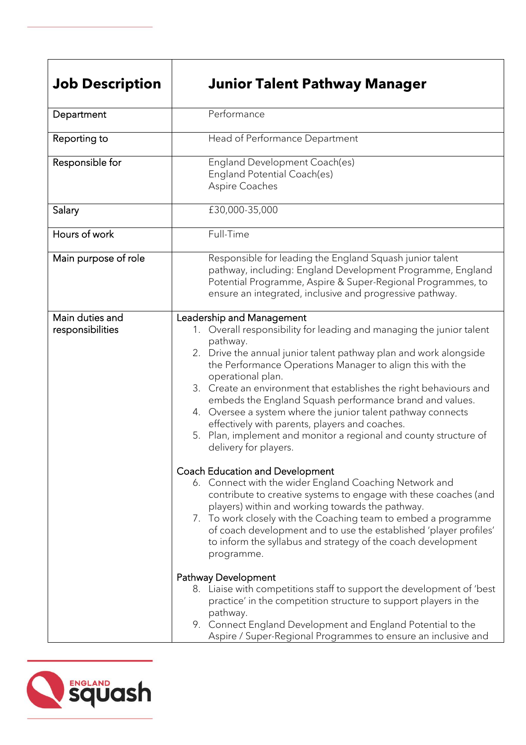| Job Description | Junior Talent Pathway Manager |
|---|---|
| Department | Performance |
| Reporting to | Head of Performance Department |
| Responsible for | England Development Coach(es)<br>England Potential Coach(es)<br>Aspire Coaches |
| Salary | £30,000-35,000 |
| Hours of work | Full-Time |
| Main purpose of role | Responsible for leading the England Squash junior talent pathway, including: England Development Programme, England Potential Programme, Aspire & Super-Regional Programmes, to ensure an integrated, inclusive and progressive pathway. |
| Main duties and responsibilities | Leadership and Management<br>1. Overall responsibility for leading and managing the junior talent pathway.<br>2. Drive the annual junior talent pathway plan and work alongside the Performance Operations Manager to align this with the operational plan.<br>3. Create an environment that establishes the right behaviours and embeds the England Squash performance brand and values.<br>4. Oversee a system where the junior talent pathway connects effectively with parents, players and coaches.<br>5. Plan, implement and monitor a regional and county structure of delivery for players.<br><br>Coach Education and Development<br>6. Connect with the wider England Coaching Network and contribute to creative systems to engage with these coaches (and players) within and working towards the pathway.<br>7. To work closely with the Coaching team to embed a programme of coach development and to use the established 'player profiles' to inform the syllabus and strategy of the coach development programme.<br><br>Pathway Development<br>8. Liaise with competitions staff to support the development of 'best practice' in the competition structure to support players in the pathway.<br>9. Connect England Development and England Potential to the Aspire / Super-Regional Programmes to ensure an inclusive and |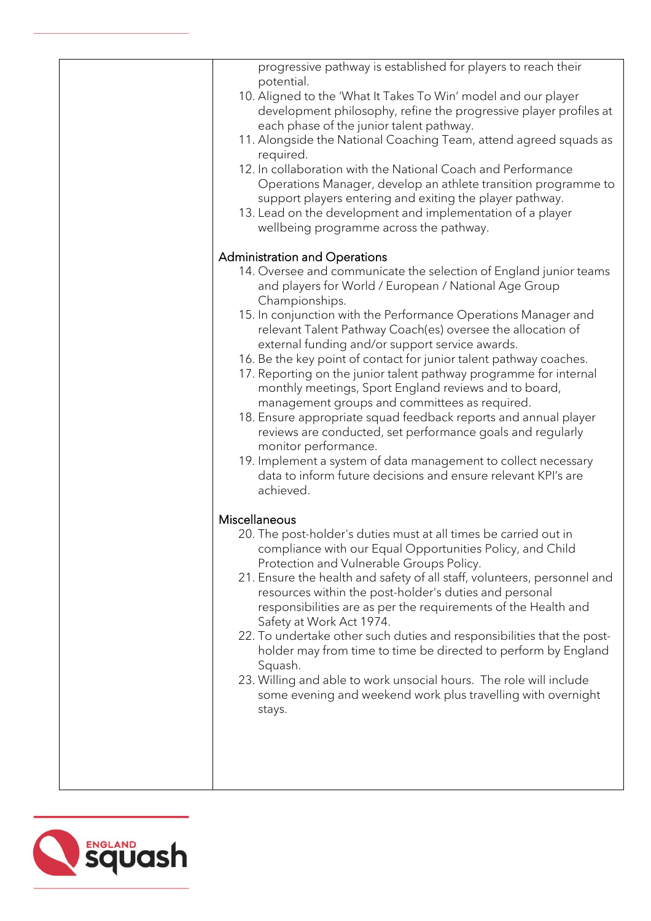| | progressive pathway is established for players to reach their potential.<br>10. Aligned to the 'What It Takes To Win' model and our player development philosophy, refine the progressive player profiles at each phase of the junior talent pathway.<br>11. Alongside the National Coaching Team, attend agreed squads as required.<br>12. In collaboration with the National Coach and Performance Operations Manager, develop an athlete transition programme to support players entering and exiting the player pathway.<br>13. Lead on the development and implementation of a player wellbeing programme across the pathway.<br><br>Administration and Operations<br>14. Oversee and communicate the selection of England junior teams and players for World / European / National Age Group Championships.<br>15. In conjunction with the Performance Operations Manager and relevant Talent Pathway Coach(es) oversee the allocation of external funding and/or support service awards.<br>16. Be the key point of contact for junior talent pathway coaches.<br>17. Reporting on the junior talent pathway programme for internal monthly meetings, Sport England reviews and to board, management groups and committees as required.<br>18. Ensure appropriate squad feedback reports and annual player reviews are conducted, set performance goals and regularly monitor performance.<br>19. Implement a system of data management to collect necessary data to inform future decisions and ensure relevant KPI's are achieved.<br><br>Miscellaneous<br>20. The post-holder's duties must at all times be carried out in compliance with our Equal Opportunities Policy, and Child Protection and Vulnerable Groups Policy.<br>21. Ensure the health and safety of all staff, volunteers, personnel and resources within the post-holder's duties and personal responsibilities are as per the requirements of the Health and Safety at Work Act 1974.<br>22. To undertake other such duties and responsibilities that the post-holder may from time to time be directed to perform by England Squash.<br>23. Willing and able to work unsocial hours. The role will include some evening and weekend work plus travelling with overnight stays. |
|---|---|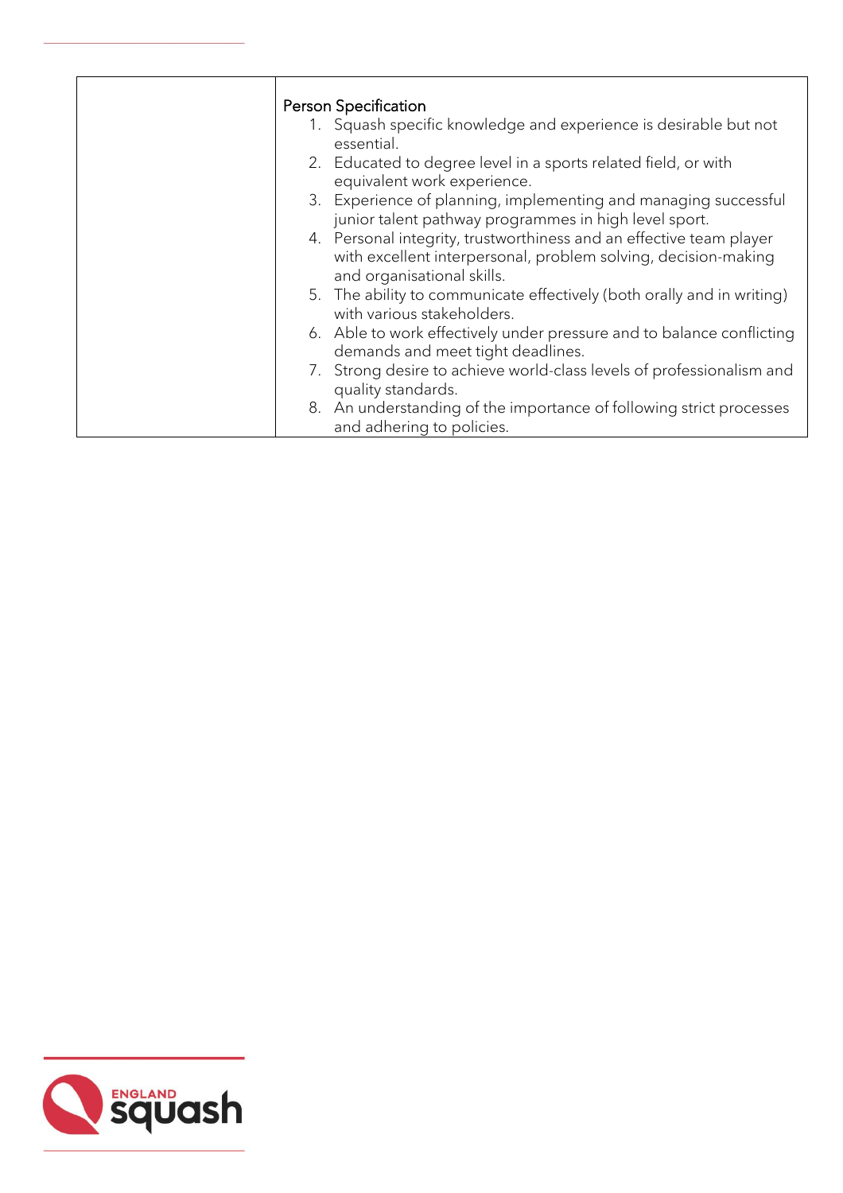| | |
|---|---|
| | **Person Specification**<br>1. Squash specific knowledge and experience is desirable but not essential.<br>2. Educated to degree level in a sports related field, or with equivalent work experience.<br>3. Experience of planning, implementing and managing successful junior talent pathway programmes in high level sport.<br>4. Personal integrity, trustworthiness and an effective team player with excellent interpersonal, problem solving, decision-making and organisational skills.<br>5. The ability to communicate effectively (both orally and in writing) with various stakeholders.<br>6. Able to work effectively under pressure and to balance conflicting demands and meet tight deadlines.<br>7. Strong desire to achieve world-class levels of professionalism and quality standards.<br>8. An understanding of the importance of following strict processes and adhering to policies. |